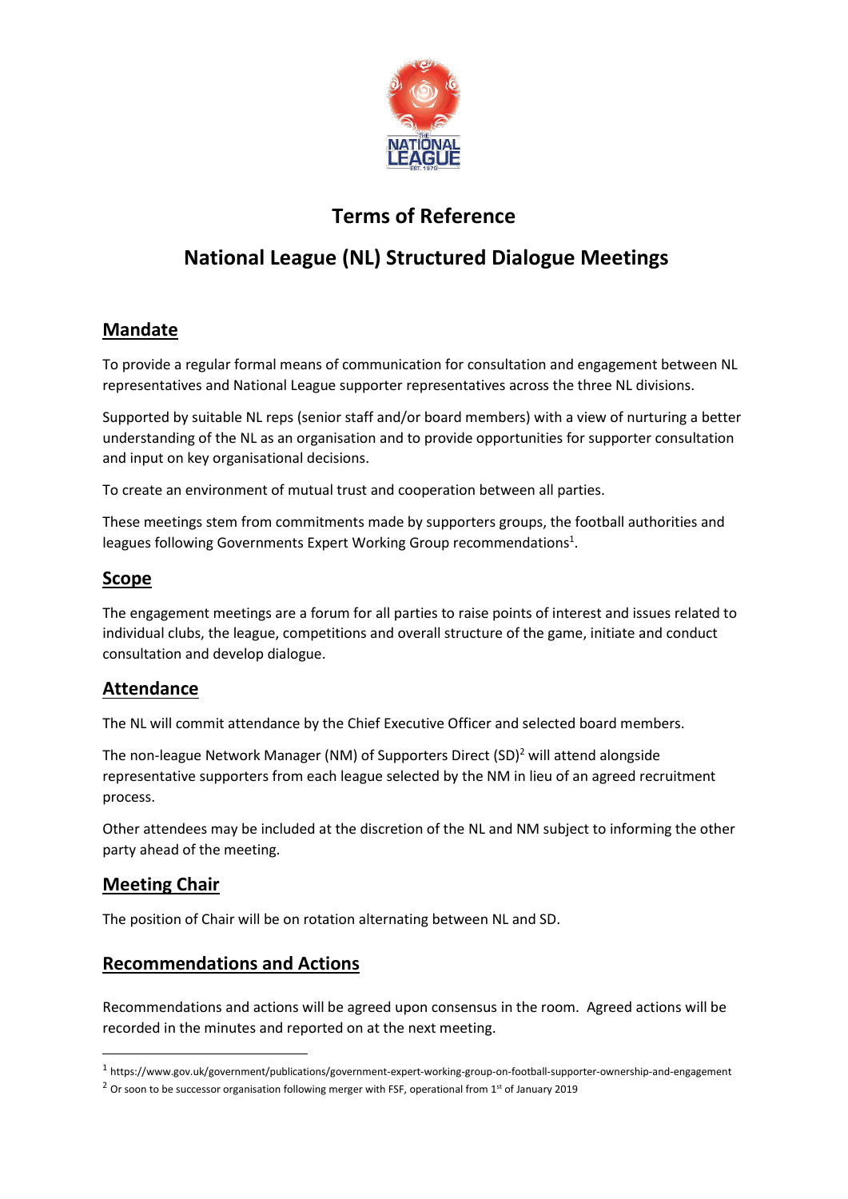# Terms of Reference

# National League (NL) Structured Dialogue Meetings

## Mandate

To provide a regular formal means of communication for consultation and engagement between NL representatives and National League supporter representatives across the three NL divisions.

Supported by suitable NL reps (senior staff and/or board members) with a view of nurturing a better understanding of the NL as an organisation and to provide opportunities for supporter consultation and input on key organisational decisions.

To create an environment of mutual trust and cooperation between all parties.

These meetings stem from commitments made by supporters groups, the football authorities and leagues following Governments Expert Working Group recommendations[1].

## Scope

The engagement meetings are a forum for all parties to raise points of interest and issues related to individual clubs, the league, competitions and overall structure of the game, initiate and conduct consultation and develop dialogue.

## Attendance

The NL will commit attendance by the Chief Executive Officer and selected board members.

The non-league Network Manager (NM) of Supporters Direct (SD)[2] will attend alongside representative supporters from each league selected by the NM in lieu of an agreed recruitment process.

Other attendees may be included at the discretion of the NL and NM subject to informing the other party ahead of the meeting.

## Meeting Chair

The position of Chair will be on rotation alternating between NL and SD.

## Recommendations and Actions

Recommendations and actions will be agreed upon consensus in the room. Agreed actions will be recorded in the minutes and reported on at the next meeting.

---

[1] https://www.gov.uk/government/publications/government-expert-working-group-on-football-supporter-ownership-and-engagement

[2] Or soon to be successor organisation following merger with FSF, operational from 1st of January 2019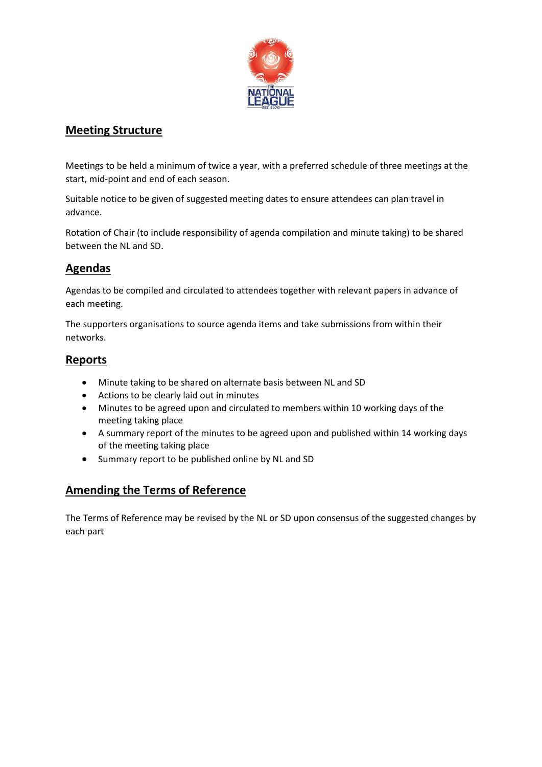## Meeting Structure

Meetings to be held a minimum of twice a year, with a preferred schedule of three meetings at the start, mid-point and end of each season.

Suitable notice to be given of suggested meeting dates to ensure attendees can plan travel in advance.

Rotation of Chair (to include responsibility of agenda compilation and minute taking) to be shared between the NL and SD.

## Agendas

Agendas to be compiled and circulated to attendees together with relevant papers in advance of each meeting.

The supporters organisations to source agenda items and take submissions from within their networks.

## Reports

- Minute taking to be shared on alternate basis between NL and SD
- Actions to be clearly laid out in minutes
- Minutes to be agreed upon and circulated to members within 10 working days of the meeting taking place
- A summary report of the minutes to be agreed upon and published within 14 working days of the meeting taking place
- Summary report to be published online by NL and SD

## Amending the Terms of Reference

The Terms of Reference may be revised by the NL or SD upon consensus of the suggested changes by each part